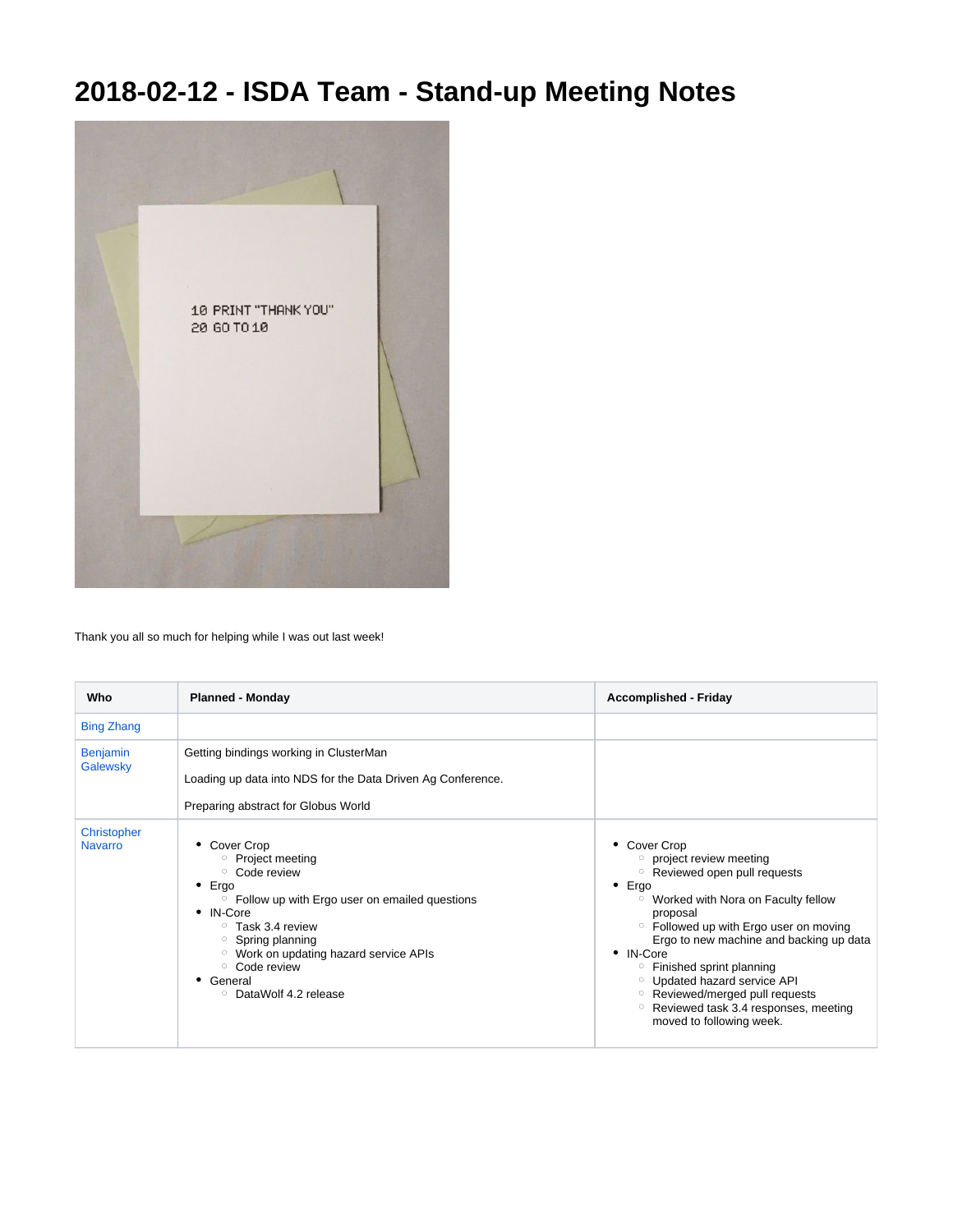# 2018-02-12 - ISDA Team - Stand-up Meeting Notes

Thank you all so much for helping while I was out last week!

| Who | Planned - Monday | Accomplished - Friday |
|---|---|---|
| Bing Zhang | | |
| Benjamin Galewsky | Getting bindings working in ClusterMan<br><br>Loading up data into NDS for the Data Driven Ag Conference.<br><br>Preparing abstract for Globus World | |
| Christopher Navarro | • Cover Crop<br>&nbsp;&nbsp;◦ Project meeting<br>&nbsp;&nbsp;◦ Code review<br>• Ergo<br>&nbsp;&nbsp;◦ Follow up with Ergo user on emailed questions<br>• IN-Core<br>&nbsp;&nbsp;◦ Task 3.4 review<br>&nbsp;&nbsp;◦ Spring planning<br>&nbsp;&nbsp;◦ Work on updating hazard service APIs<br>&nbsp;&nbsp;◦ Code review<br>• General<br>&nbsp;&nbsp;◦ DataWolf 4.2 release | • Cover Crop<br>&nbsp;&nbsp;◦ project review meeting<br>&nbsp;&nbsp;◦ Reviewed open pull requests<br>• Ergo<br>&nbsp;&nbsp;◦ Worked with Nora on Faculty fellow proposal<br>&nbsp;&nbsp;◦ Followed up with Ergo user on moving Ergo to new machine and backing up data<br>• IN-Core<br>&nbsp;&nbsp;◦ Finished sprint planning<br>&nbsp;&nbsp;◦ Updated hazard service API<br>&nbsp;&nbsp;◦ Reviewed/merged pull requests<br>&nbsp;&nbsp;◦ Reviewed task 3.4 responses, meeting moved to following week. |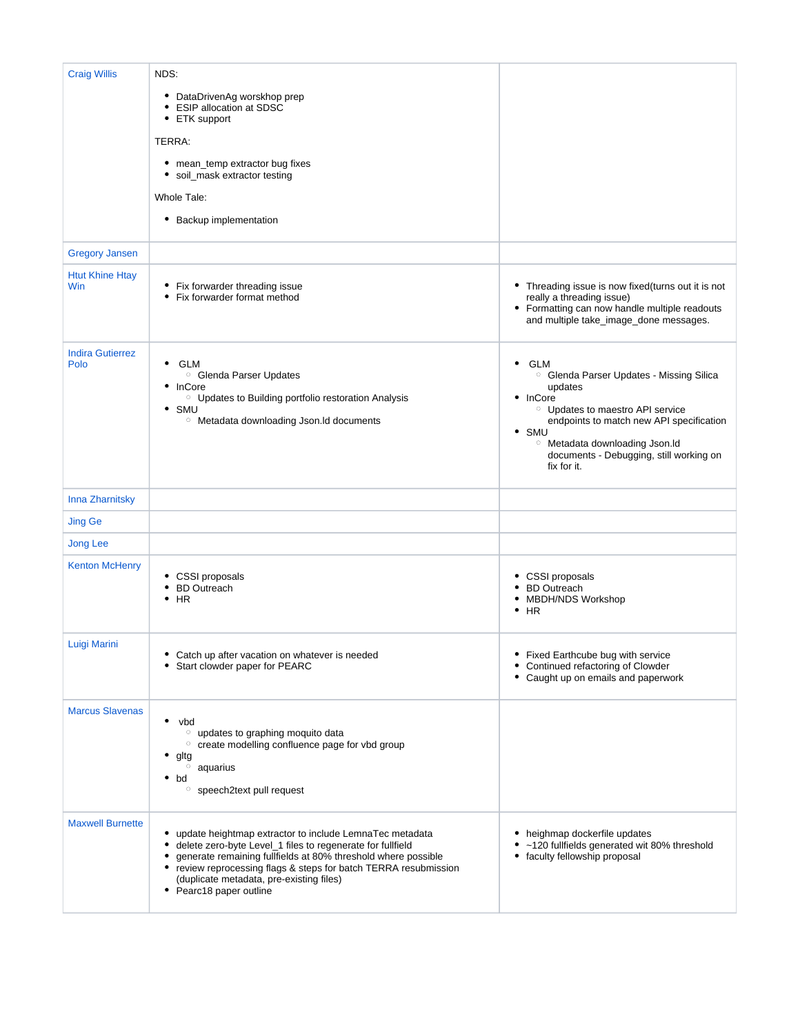| | | |
|---|---|---|
| Craig Willis | NDS:<br><ul><li>DataDrivenAg worskhop prep</li><li>ESIP allocation at SDSC</li><li>ETK support</li></ul>TERRA:<br><ul><li>mean_temp extractor bug fixes</li><li>soil_mask extractor testing</li></ul>Whole Tale:<br><ul><li>Backup implementation</li></ul> | |
| Gregory Jansen | | |
| Htut Khine Htay Win | <ul><li>Fix forwarder threading issue</li><li>Fix forwarder format method</li></ul> | <ul><li>Threading issue is now fixed(turns out it is not really a threading issue)</li><li>Formatting can now handle multiple readouts and multiple take_image_done messages.</li></ul> |
| Indira Gutierrez Polo | <ul><li>GLM<ul><li>Glenda Parser Updates</li></ul></li><li>InCore<ul><li>Updates to Building portfolio restoration Analysis</li></ul></li><li>SMU<ul><li>Metadata downloading Json.ld documents</li></ul></li></ul> | <ul><li>GLM<ul><li>Glenda Parser Updates - Missing Silica updates</li></ul></li><li>InCore<ul><li>Updates to maestro API service endpoints to match new API specification</li></ul></li><li>SMU<ul><li>Metadata downloading Json.ld documents - Debugging, still working on fix for it.</li></ul></li></ul> |
| Inna Zharnitsky | | |
| Jing Ge | | |
| Jong Lee | | |
| Kenton McHenry | <ul><li>CSSI proposals</li><li>BD Outreach</li><li>HR</li></ul> | <ul><li>CSSI proposals</li><li>BD Outreach</li><li>MBDH/NDS Workshop</li><li>HR</li></ul> |
| Luigi Marini | <ul><li>Catch up after vacation on whatever is needed</li><li>Start clowder paper for PEARC</li></ul> | <ul><li>Fixed Earthcube bug with service</li><li>Continued refactoring of Clowder</li><li>Caught up on emails and paperwork</li></ul> |
| Marcus Slavenas | <ul><li>vbd<ul><li>updates to graphing moquito data</li><li>create modelling confluence page for vbd group</li></ul></li><li>gltg<ul><li>aquarius</li></ul></li><li>bd<ul><li>speech2text pull request</li></ul></li></ul> | |
| Maxwell Burnette | <ul><li>update heightmap extractor to include LemnaTec metadata</li><li>delete zero-byte Level_1 files to regenerate for fullfield</li><li>generate remaining fullfields at 80% threshold where possible</li><li>review reprocessing flags & steps for batch TERRA resubmission (duplicate metadata, pre-existing files)</li><li>Pearc18 paper outline</li></ul> | <ul><li>heighmap dockerfile updates</li><li>~120 fullfields generated wit 80% threshold</li><li>faculty fellowship proposal</li></ul> |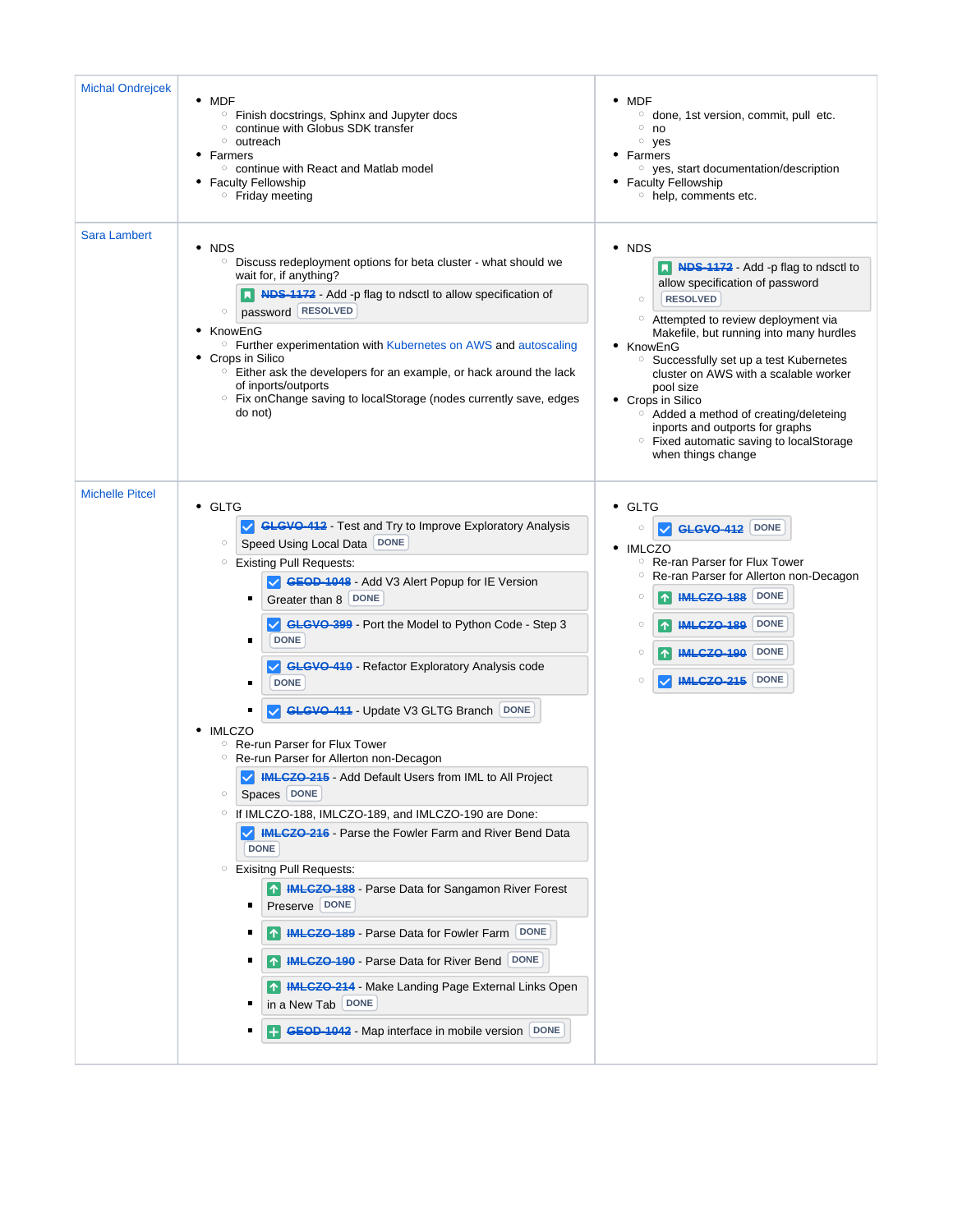| | | |
|---|---|---|
| Michal Ondrejcek | <ul><li>MDF<ul><li>Finish docstrings, Sphinx and Jupyter docs</li><li>continue with Globus SDK transfer</li><li>outreach</li></ul></li><li>Farmers<ul><li>continue with React and Matlab model</li></ul></li><li>Faculty Fellowship<ul><li>Friday meeting</li></ul></li></ul> | <ul><li>MDF<ul><li>done, 1st version, commit, pull etc.</li><li>no</li><li>yes</li></ul></li><li>Farmers<ul><li>yes, start documentation/description</li></ul></li><li>Faculty Fellowship<ul><li>help, comments etc.</li></ul></li></ul> |
| Sara Lambert | <ul><li>NDS<ul><li>Discuss redeployment options for beta cluster - what should we wait for, if anything?</li><li>~~NDS-1172~~ - Add -p flag to ndsctl to allow specification of password RESOLVED</li></ul></li><li>KnowEnG<ul><li>Further experimentation with Kubernetes on AWS and autoscaling</li></ul></li><li>Crops in Silico<ul><li>Either ask the developers for an example, or hack around the lack of inports/outports</li><li>Fix onChange saving to localStorage (nodes currently save, edges do not)</li></ul></li></ul> | <ul><li>NDS<ul><li>~~NDS-1172~~ - Add -p flag to ndsctl to allow specification of password RESOLVED</li><li>Attempted to review deployment via Makefile, but running into many hurdles</li></ul></li><li>KnowEnG<ul><li>Successfully set up a test Kubernetes cluster on AWS with a scalable worker pool size</li></ul></li><li>Crops in Silico<ul><li>Added a method of creating/deleteing inports and outports for graphs</li><li>Fixed automatic saving to localStorage when things change</li></ul></li></ul> |
| Michelle Pitcel | <ul><li>GLTG<ul><li>~~GLGVO-412~~ - Test and Try to Improve Exploratory Analysis Speed Using Local Data DONE</li><li>Existing Pull Requests:<ul><li>~~GEOD-1048~~ - Add V3 Alert Popup for IE Version Greater than 8 DONE</li><li>~~GLGVO-399~~ - Port the Model to Python Code - Step 3 DONE</li><li>~~GLGVO-410~~ - Refactor Exploratory Analysis code DONE</li><li>~~GLGVO-411~~ - Update V3 GLTG Branch DONE</li></ul></li></ul></li><li>IMLCZO<ul><li>Re-run Parser for Flux Tower</li><li>Re-run Parser for Allerton non-Decagon</li><li>~~IMLCZO-215~~ - Add Default Users from IML to All Project Spaces DONE</li><li>If IMLCZO-188, IMLCZO-189, and IMLCZO-190 are Done:<br>~~IMLCZO-216~~ - Parse the Fowler Farm and River Bend Data DONE</li><li>Exisitng Pull Requests:<ul><li>~~IMLCZO-188~~ - Parse Data for Sangamon River Forest Preserve DONE</li><li>~~IMLCZO-189~~ - Parse Data for Fowler Farm DONE</li><li>~~IMLCZO-190~~ - Parse Data for River Bend DONE</li><li>~~IMLCZO-214~~ - Make Landing Page External Links Open in a New Tab DONE</li><li>~~GEOD-1042~~ - Map interface in mobile version DONE</li></ul></li></ul></li></ul> | <ul><li>GLTG<ul><li>~~GLGVO-412~~ DONE</li></ul></li><li>IMLCZO<ul><li>Re-ran Parser for Flux Tower</li><li>Re-ran Parser for Allerton non-Decagon</li><li>~~IMLCZO-188~~ DONE</li><li>~~IMLCZO-189~~ DONE</li><li>~~IMLCZO-190~~ DONE</li><li>~~IMLCZO-215~~ DONE</li></ul></li></ul> |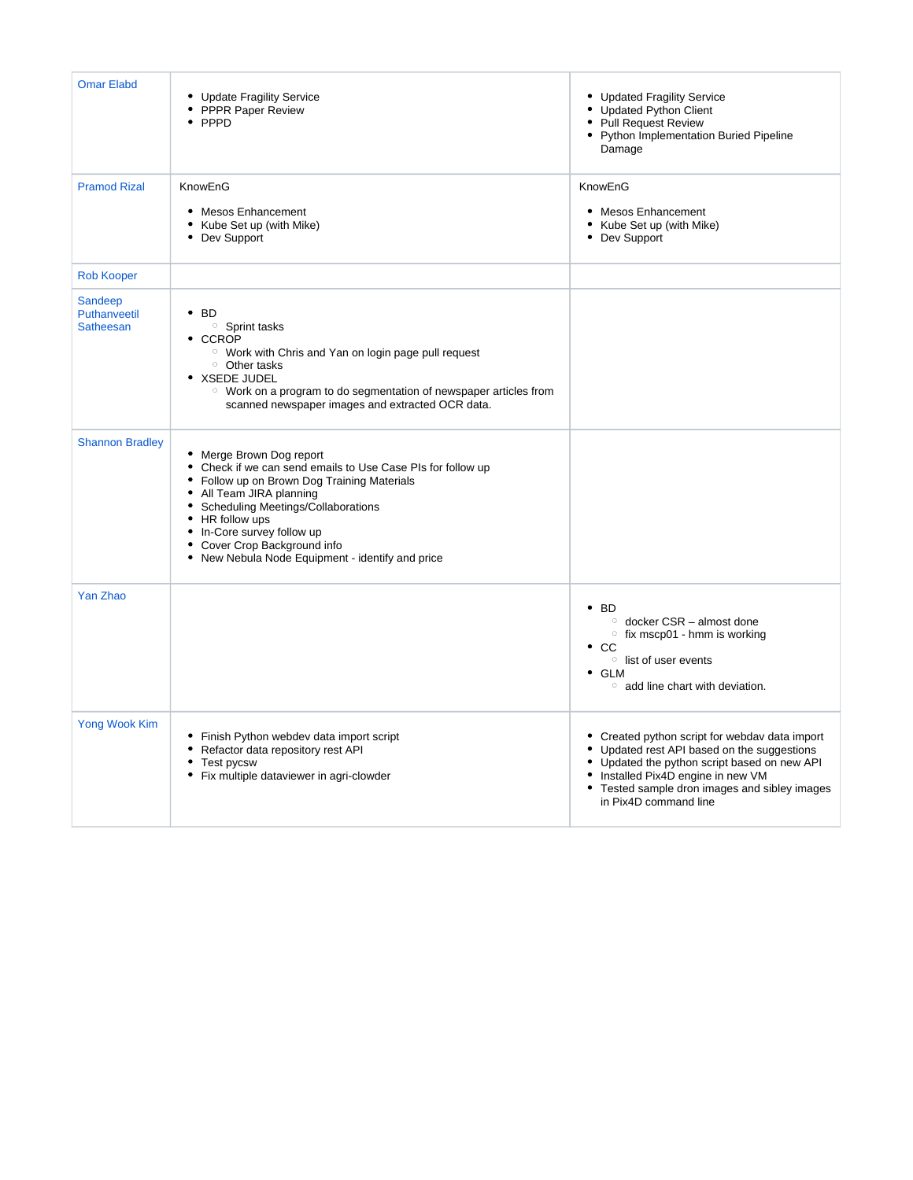| | | |
|---|---|---|
| Omar Elabd | <ul><li>Update Fragility Service</li><li>PPPR Paper Review</li><li>PPPD</li></ul> | <ul><li>Updated Fragility Service</li><li>Updated Python Client</li><li>Pull Request Review</li><li>Python Implementation Buried Pipeline Damage</li></ul> |
| Pramod Rizal | KnowEnG<ul><li>Mesos Enhancement</li><li>Kube Set up (with Mike)</li><li>Dev Support</li></ul> | KnowEnG<ul><li>Mesos Enhancement</li><li>Kube Set up (with Mike)</li><li>Dev Support</li></ul> |
| Rob Kooper | | |
| Sandeep Puthanveetil Satheesan | <ul><li>BD<ul><li>Sprint tasks</li></ul></li><li>CCROP<ul><li>Work with Chris and Yan on login page pull request</li><li>Other tasks</li></ul></li><li>XSEDE JUDEL<ul><li>Work on a program to do segmentation of newspaper articles from scanned newspaper images and extracted OCR data.</li></ul></li></ul> | |
| Shannon Bradley | <ul><li>Merge Brown Dog report</li><li>Check if we can send emails to Use Case PIs for follow up</li><li>Follow up on Brown Dog Training Materials</li><li>All Team JIRA planning</li><li>Scheduling Meetings/Collaborations</li><li>HR follow ups</li><li>In-Core survey follow up</li><li>Cover Crop Background info</li><li>New Nebula Node Equipment - identify and price</li></ul> | |
| Yan Zhao | | <ul><li>BD<ul><li>docker CSR – almost done</li><li>fix mscp01 - hmm is working</li></ul></li><li>CC<ul><li>list of user events</li></ul></li><li>GLM<ul><li>add line chart with deviation.</li></ul></li></ul> |
| Yong Wook Kim | <ul><li>Finish Python webdev data import script</li><li>Refactor data repository rest API</li><li>Test pycsw</li><li>Fix multiple dataviewer in agri-clowder</li></ul> | <ul><li>Created python script for webdav data import</li><li>Updated rest API based on the suggestions</li><li>Updated the python script based on new API</li><li>Installed Pix4D engine in new VM</li><li>Tested sample dron images and sibley images in Pix4D command line</li></ul> |